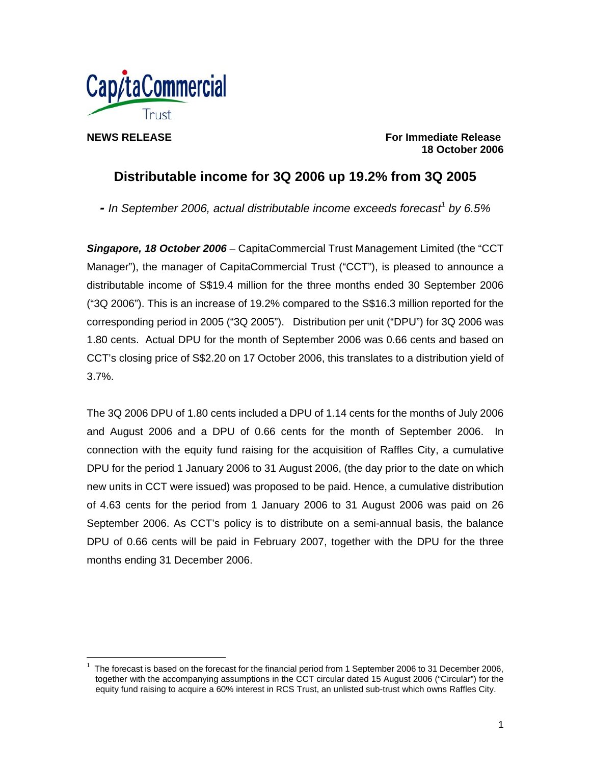CapitaCommercial Trust

**NEWS RELEASE**

**For Immediate Release**
**18 October 2006**

# Distributable income for 3Q 2006 up 19.2% from 3Q 2005

***-** In September 2006, actual distributable income exceeds forecast[1] by 6.5%*

***Singapore, 18 October 2006*** – CapitaCommercial Trust Management Limited (the "CCT Manager"), the manager of CapitaCommercial Trust ("CCT"), is pleased to announce a distributable income of S$19.4 million for the three months ended 30 September 2006 ("3Q 2006"). This is an increase of 19.2% compared to the S$16.3 million reported for the corresponding period in 2005 ("3Q 2005"). Distribution per unit ("DPU") for 3Q 2006 was 1.80 cents. Actual DPU for the month of September 2006 was 0.66 cents and based on CCT's closing price of S$2.20 on 17 October 2006, this translates to a distribution yield of 3.7%.

The 3Q 2006 DPU of 1.80 cents included a DPU of 1.14 cents for the months of July 2006 and August 2006 and a DPU of 0.66 cents for the month of September 2006. In connection with the equity fund raising for the acquisition of Raffles City, a cumulative DPU for the period 1 January 2006 to 31 August 2006, (the day prior to the date on which new units in CCT were issued) was proposed to be paid. Hence, a cumulative distribution of 4.63 cents for the period from 1 January 2006 to 31 August 2006 was paid on 26 September 2006. As CCT's policy is to distribute on a semi-annual basis, the balance DPU of 0.66 cents will be paid in February 2007, together with the DPU for the three months ending 31 December 2006.

---

[1] The forecast is based on the forecast for the financial period from 1 September 2006 to 31 December 2006, together with the accompanying assumptions in the CCT circular dated 15 August 2006 ("Circular") for the equity fund raising to acquire a 60% interest in RCS Trust, an unlisted sub-trust which owns Raffles City.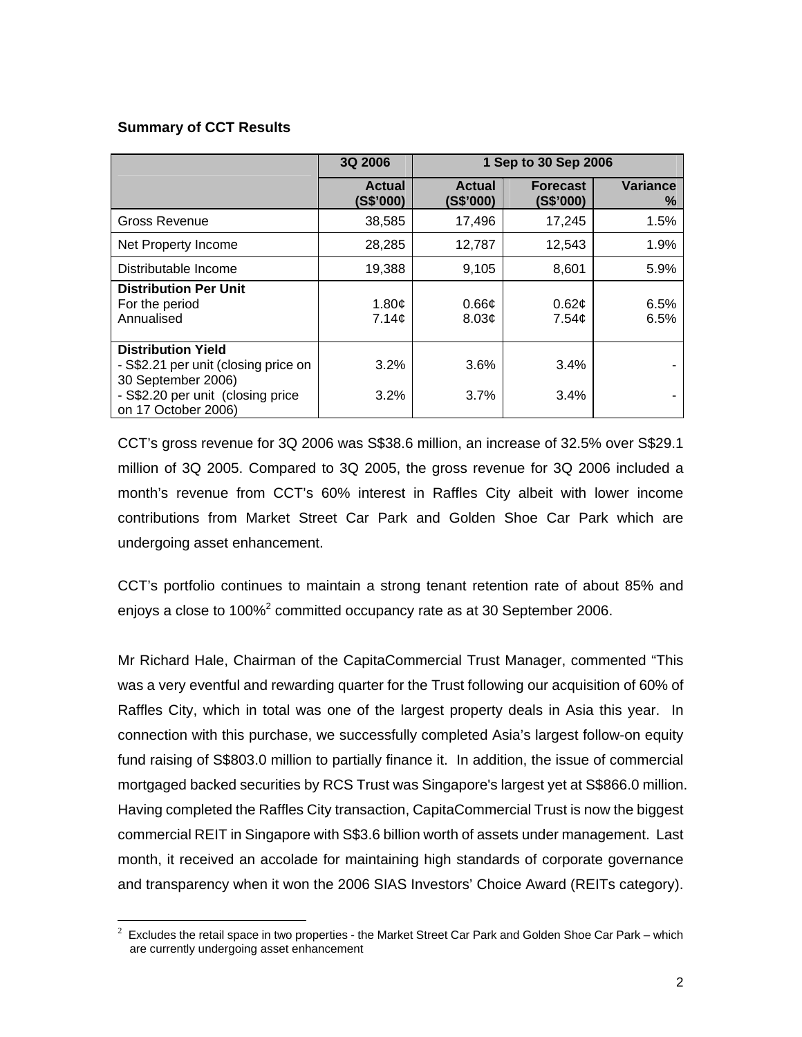**Summary of CCT Results**

| | 3Q 2006 | 1 Sep to 30 Sep 2006 | | |
|---|---|---|---|---|
| | Actual (S$'000) | Actual (S$'000) | Forecast (S$'000) | Variance % |
| Gross Revenue | 38,585 | 17,496 | 17,245 | 1.5% |
| Net Property Income | 28,285 | 12,787 | 12,543 | 1.9% |
| Distributable Income | 19,388 | 9,105 | 8,601 | 5.9% |
| **Distribution Per Unit** | | | | |
| For the period | 1.80¢ | 0.66¢ | 0.62¢ | 6.5% |
| Annualised | 7.14¢ | 8.03¢ | 7.54¢ | 6.5% |
| **Distribution Yield** | | | | |
| - S$2.21 per unit (closing price on 30 September 2006) | 3.2% | 3.6% | 3.4% | - |
| - S$2.20 per unit (closing price on 17 October 2006) | 3.2% | 3.7% | 3.4% | - |

CCT's gross revenue for 3Q 2006 was S$38.6 million, an increase of 32.5% over S$29.1 million of 3Q 2005. Compared to 3Q 2005, the gross revenue for 3Q 2006 included a month's revenue from CCT's 60% interest in Raffles City albeit with lower income contributions from Market Street Car Park and Golden Shoe Car Park which are undergoing asset enhancement.

CCT's portfolio continues to maintain a strong tenant retention rate of about 85% and enjoys a close to 100%[2] committed occupancy rate as at 30 September 2006.

Mr Richard Hale, Chairman of the CapitaCommercial Trust Manager, commented "This was a very eventful and rewarding quarter for the Trust following our acquisition of 60% of Raffles City, which in total was one of the largest property deals in Asia this year. In connection with this purchase, we successfully completed Asia's largest follow-on equity fund raising of S$803.0 million to partially finance it. In addition, the issue of commercial mortgaged backed securities by RCS Trust was Singapore's largest yet at S$866.0 million. Having completed the Raffles City transaction, CapitaCommercial Trust is now the biggest commercial REIT in Singapore with S$3.6 billion worth of assets under management. Last month, it received an accolade for maintaining high standards of corporate governance and transparency when it won the 2006 SIAS Investors' Choice Award (REITs category).

[2] Excludes the retail space in two properties - the Market Street Car Park and Golden Shoe Car Park – which are currently undergoing asset enhancement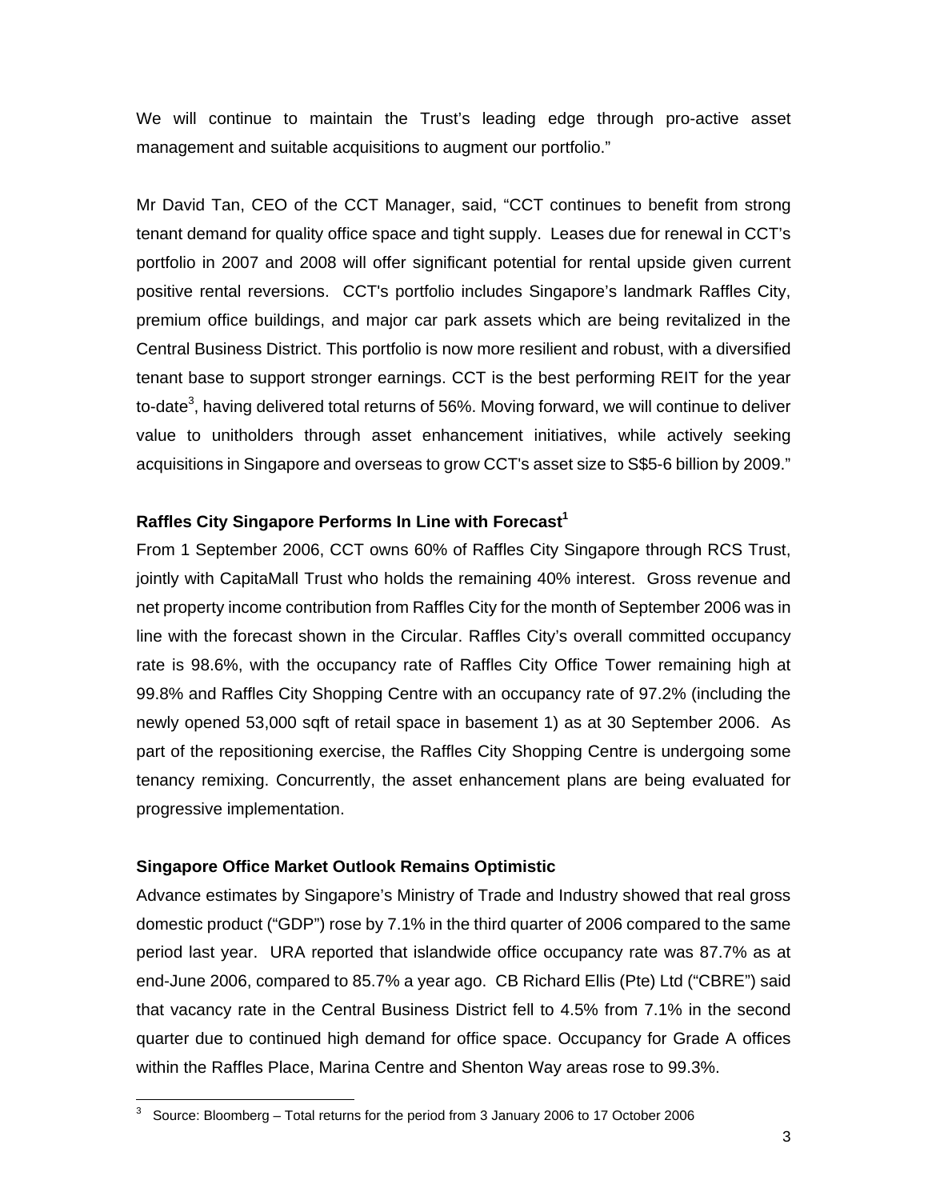We will continue to maintain the Trust's leading edge through pro-active asset management and suitable acquisitions to augment our portfolio."

Mr David Tan, CEO of the CCT Manager, said, "CCT continues to benefit from strong tenant demand for quality office space and tight supply. Leases due for renewal in CCT's portfolio in 2007 and 2008 will offer significant potential for rental upside given current positive rental reversions. CCT's portfolio includes Singapore's landmark Raffles City, premium office buildings, and major car park assets which are being revitalized in the Central Business District. This portfolio is now more resilient and robust, with a diversified tenant base to support stronger earnings. CCT is the best performing REIT for the year to-date[3], having delivered total returns of 56%. Moving forward, we will continue to deliver value to unitholders through asset enhancement initiatives, while actively seeking acquisitions in Singapore and overseas to grow CCT's asset size to S$5-6 billion by 2009."

**Raffles City Singapore Performs In Line with Forecast[1]**

From 1 September 2006, CCT owns 60% of Raffles City Singapore through RCS Trust, jointly with CapitaMall Trust who holds the remaining 40% interest. Gross revenue and net property income contribution from Raffles City for the month of September 2006 was in line with the forecast shown in the Circular. Raffles City's overall committed occupancy rate is 98.6%, with the occupancy rate of Raffles City Office Tower remaining high at 99.8% and Raffles City Shopping Centre with an occupancy rate of 97.2% (including the newly opened 53,000 sqft of retail space in basement 1) as at 30 September 2006. As part of the repositioning exercise, the Raffles City Shopping Centre is undergoing some tenancy remixing. Concurrently, the asset enhancement plans are being evaluated for progressive implementation.

**Singapore Office Market Outlook Remains Optimistic**

Advance estimates by Singapore's Ministry of Trade and Industry showed that real gross domestic product ("GDP") rose by 7.1% in the third quarter of 2006 compared to the same period last year. URA reported that islandwide office occupancy rate was 87.7% as at end-June 2006, compared to 85.7% a year ago. CB Richard Ellis (Pte) Ltd ("CBRE") said that vacancy rate in the Central Business District fell to 4.5% from 7.1% in the second quarter due to continued high demand for office space. Occupancy for Grade A offices within the Raffles Place, Marina Centre and Shenton Way areas rose to 99.3%.

[3] Source: Bloomberg – Total returns for the period from 3 January 2006 to 17 October 2006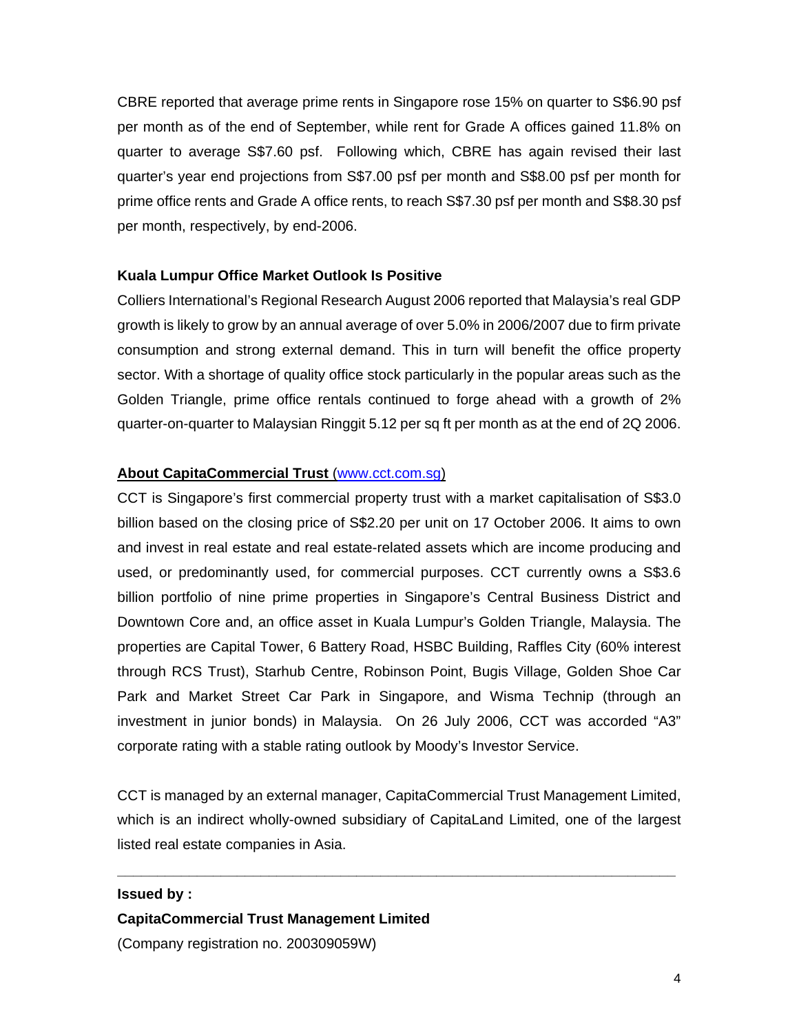CBRE reported that average prime rents in Singapore rose 15% on quarter to S$6.90 psf per month as of the end of September, while rent for Grade A offices gained 11.8% on quarter to average S$7.60 psf. Following which, CBRE has again revised their last quarter's year end projections from S$7.00 psf per month and S$8.00 psf per month for prime office rents and Grade A office rents, to reach S$7.30 psf per month and S$8.30 psf per month, respectively, by end-2006.

**Kuala Lumpur Office Market Outlook Is Positive**

Colliers International's Regional Research August 2006 reported that Malaysia's real GDP growth is likely to grow by an annual average of over 5.0% in 2006/2007 due to firm private consumption and strong external demand. This in turn will benefit the office property sector. With a shortage of quality office stock particularly in the popular areas such as the Golden Triangle, prime office rentals continued to forge ahead with a growth of 2% quarter-on-quarter to Malaysian Ringgit 5.12 per sq ft per month as at the end of 2Q 2006.

**About CapitaCommercial Trust** (www.cct.com.sg)

CCT is Singapore's first commercial property trust with a market capitalisation of S$3.0 billion based on the closing price of S$2.20 per unit on 17 October 2006. It aims to own and invest in real estate and real estate-related assets which are income producing and used, or predominantly used, for commercial purposes. CCT currently owns a S$3.6 billion portfolio of nine prime properties in Singapore's Central Business District and Downtown Core and, an office asset in Kuala Lumpur's Golden Triangle, Malaysia. The properties are Capital Tower, 6 Battery Road, HSBC Building, Raffles City (60% interest through RCS Trust), Starhub Centre, Robinson Point, Bugis Village, Golden Shoe Car Park and Market Street Car Park in Singapore, and Wisma Technip (through an investment in junior bonds) in Malaysia. On 26 July 2006, CCT was accorded "A3" corporate rating with a stable rating outlook by Moody's Investor Service.

CCT is managed by an external manager, CapitaCommercial Trust Management Limited, which is an indirect wholly-owned subsidiary of CapitaLand Limited, one of the largest listed real estate companies in Asia.

---

**Issued by :**

**CapitaCommercial Trust Management Limited**

(Company registration no. 200309059W)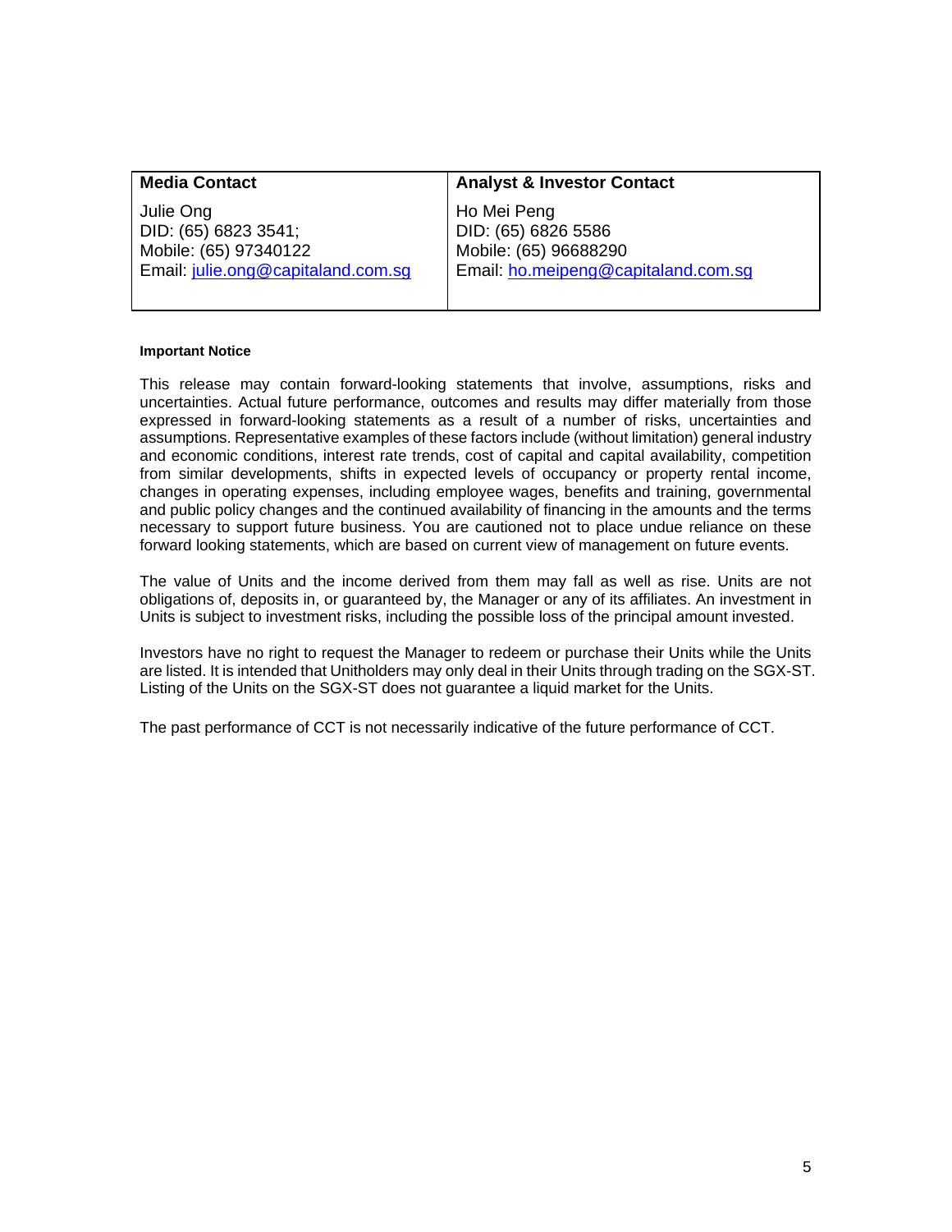| Media Contact | Analyst & Investor Contact |
| --- | --- |
| Julie Ong<br>DID: (65) 6823 3541;<br>Mobile: (65) 97340122<br>Email: julie.ong@capitaland.com.sg | Ho Mei Peng<br>DID: (65) 6826 5586<br>Mobile: (65) 96688290<br>Email: ho.meipeng@capitaland.com.sg |

**Important Notice**

This release may contain forward-looking statements that involve, assumptions, risks and uncertainties. Actual future performance, outcomes and results may differ materially from those expressed in forward-looking statements as a result of a number of risks, uncertainties and assumptions. Representative examples of these factors include (without limitation) general industry and economic conditions, interest rate trends, cost of capital and capital availability, competition from similar developments, shifts in expected levels of occupancy or property rental income, changes in operating expenses, including employee wages, benefits and training, governmental and public policy changes and the continued availability of financing in the amounts and the terms necessary to support future business. You are cautioned not to place undue reliance on these forward looking statements, which are based on current view of management on future events.

The value of Units and the income derived from them may fall as well as rise. Units are not obligations of, deposits in, or guaranteed by, the Manager or any of its affiliates. An investment in Units is subject to investment risks, including the possible loss of the principal amount invested.

Investors have no right to request the Manager to redeem or purchase their Units while the Units are listed. It is intended that Unitholders may only deal in their Units through trading on the SGX-ST. Listing of the Units on the SGX-ST does not guarantee a liquid market for the Units.

The past performance of CCT is not necessarily indicative of the future performance of CCT.